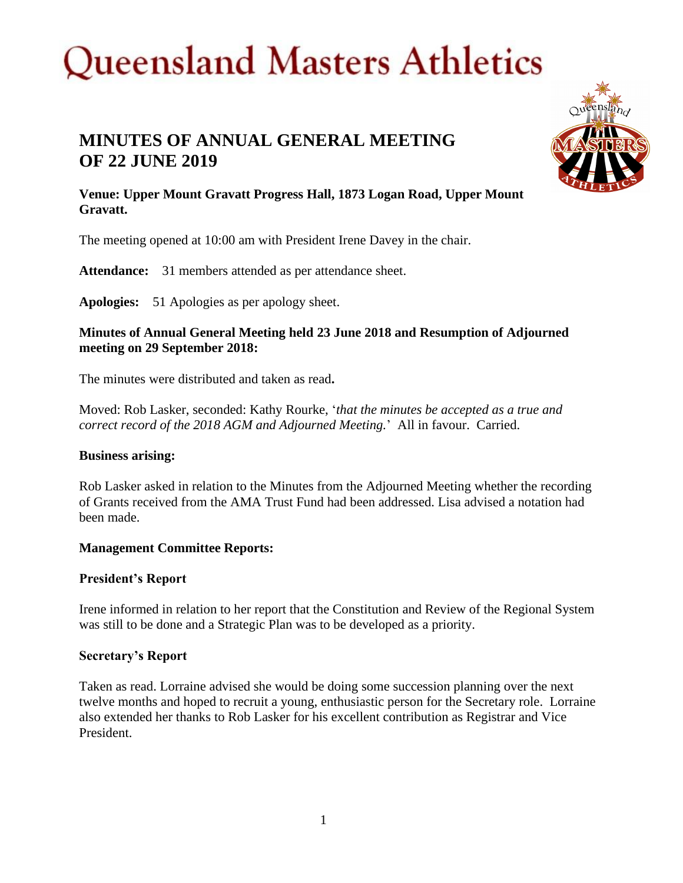# Queensland Masters Athletics

## MINUTES OF ANNUAL GENERAL MEETING OF 22 JUNE 2019

**Venue: Upper Mount Gravatt Progress Hall, 1873 Logan Road, Upper Mount Gravatt.**

The meeting opened at 10:00 am with President Irene Davey in the chair.

**Attendance:** 31 members attended as per attendance sheet.

**Apologies:** 51 Apologies as per apology sheet.

**Minutes of Annual General Meeting held 23 June 2018 and Resumption of Adjourned meeting on 29 September 2018:**

The minutes were distributed and taken as read.

Moved: Rob Lasker, seconded: Kathy Rourke, '*that the minutes be accepted as a true and correct record of the 2018 AGM and Adjourned Meeting.*' All in favour. Carried.

**Business arising:**

Rob Lasker asked in relation to the Minutes from the Adjourned Meeting whether the recording of Grants received from the AMA Trust Fund had been addressed. Lisa advised a notation had been made.

**Management Committee Reports:**

**President's Report**

Irene informed in relation to her report that the Constitution and Review of the Regional System was still to be done and a Strategic Plan was to be developed as a priority.

**Secretary's Report**

Taken as read. Lorraine advised she would be doing some succession planning over the next twelve months and hoped to recruit a young, enthusiastic person for the Secretary role. Lorraine also extended her thanks to Rob Lasker for his excellent contribution as Registrar and Vice President.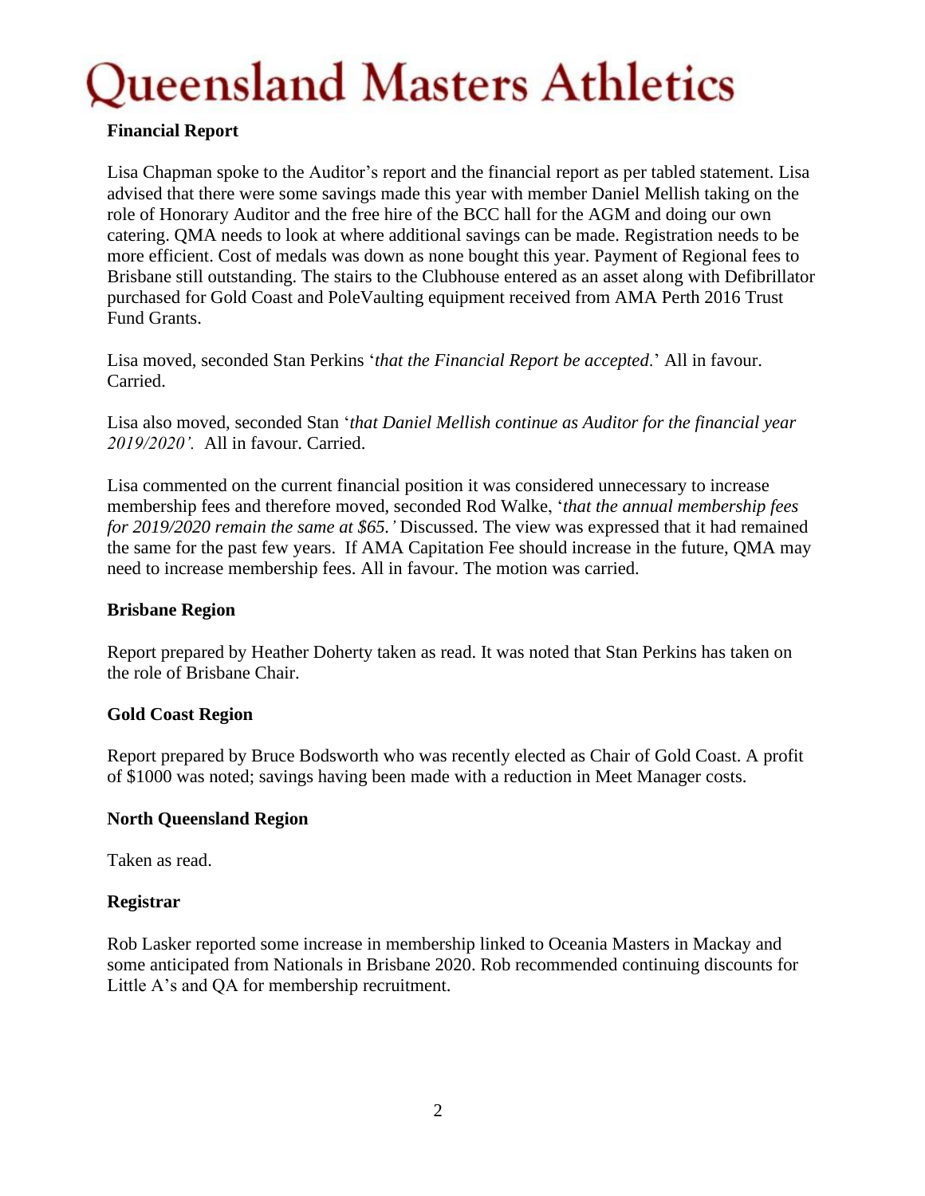## Financial Report

Lisa Chapman spoke to the Auditor's report and the financial report as per tabled statement. Lisa advised that there were some savings made this year with member Daniel Mellish taking on the role of Honorary Auditor and the free hire of the BCC hall for the AGM and doing our own catering. QMA needs to look at where additional savings can be made. Registration needs to be more efficient. Cost of medals was down as none bought this year. Payment of Regional fees to Brisbane still outstanding. The stairs to the Clubhouse entered as an asset along with Defibrillator purchased for Gold Coast and PoleVaulting equipment received from AMA Perth 2016 Trust Fund Grants.

Lisa moved, seconded Stan Perkins '*that the Financial Report be accepted*.' All in favour. Carried.

Lisa also moved, seconded Stan '*that Daniel Mellish continue as Auditor for the financial year 2019/2020'.* All in favour. Carried.

Lisa commented on the current financial position it was considered unnecessary to increase membership fees and therefore moved, seconded Rod Walke, '*that the annual membership fees for 2019/2020 remain the same at $65.'* Discussed. The view was expressed that it had remained the same for the past few years. If AMA Capitation Fee should increase in the future, QMA may need to increase membership fees. All in favour. The motion was carried.

## Brisbane Region

Report prepared by Heather Doherty taken as read. It was noted that Stan Perkins has taken on the role of Brisbane Chair.

## Gold Coast Region

Report prepared by Bruce Bodsworth who was recently elected as Chair of Gold Coast. A profit of $1000 was noted; savings having been made with a reduction in Meet Manager costs.

## North Queensland Region

Taken as read.

## Registrar

Rob Lasker reported some increase in membership linked to Oceania Masters in Mackay and some anticipated from Nationals in Brisbane 2020. Rob recommended continuing discounts for Little A's and QA for membership recruitment.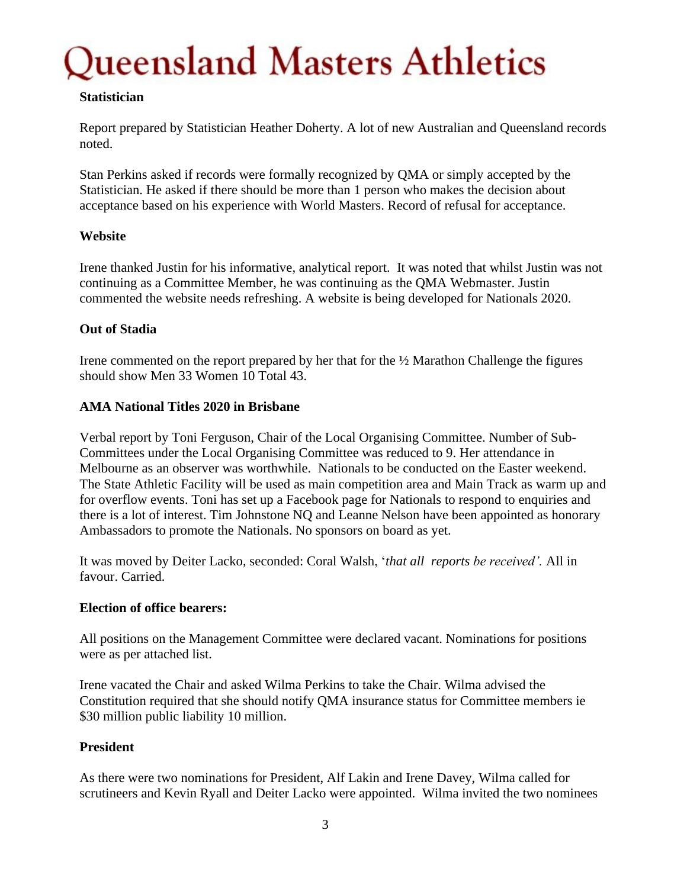# Queensland Masters Athletics

**Statistician**

Report prepared by Statistician Heather Doherty. A lot of new Australian and Queensland records noted.

Stan Perkins asked if records were formally recognized by QMA or simply accepted by the Statistician. He asked if there should be more than 1 person who makes the decision about acceptance based on his experience with World Masters. Record of refusal for acceptance.

**Website**

Irene thanked Justin for his informative, analytical report. It was noted that whilst Justin was not continuing as a Committee Member, he was continuing as the QMA Webmaster. Justin commented the website needs refreshing. A website is being developed for Nationals 2020.

**Out of Stadia**

Irene commented on the report prepared by her that for the ½ Marathon Challenge the figures should show Men 33 Women 10 Total 43.

**AMA National Titles 2020 in Brisbane**

Verbal report by Toni Ferguson, Chair of the Local Organising Committee. Number of Sub-Committees under the Local Organising Committee was reduced to 9. Her attendance in Melbourne as an observer was worthwhile. Nationals to be conducted on the Easter weekend. The State Athletic Facility will be used as main competition area and Main Track as warm up and for overflow events. Toni has set up a Facebook page for Nationals to respond to enquiries and there is a lot of interest. Tim Johnstone NQ and Leanne Nelson have been appointed as honorary Ambassadors to promote the Nationals. No sponsors on board as yet.

It was moved by Deiter Lacko, seconded: Coral Walsh, '*that all reports be received'.* All in favour. Carried.

**Election of office bearers:**

All positions on the Management Committee were declared vacant. Nominations for positions were as per attached list.

Irene vacated the Chair and asked Wilma Perkins to take the Chair. Wilma advised the Constitution required that she should notify QMA insurance status for Committee members ie $30 million public liability 10 million.

**President**

As there were two nominations for President, Alf Lakin and Irene Davey, Wilma called for scrutineers and Kevin Ryall and Deiter Lacko were appointed. Wilma invited the two nominees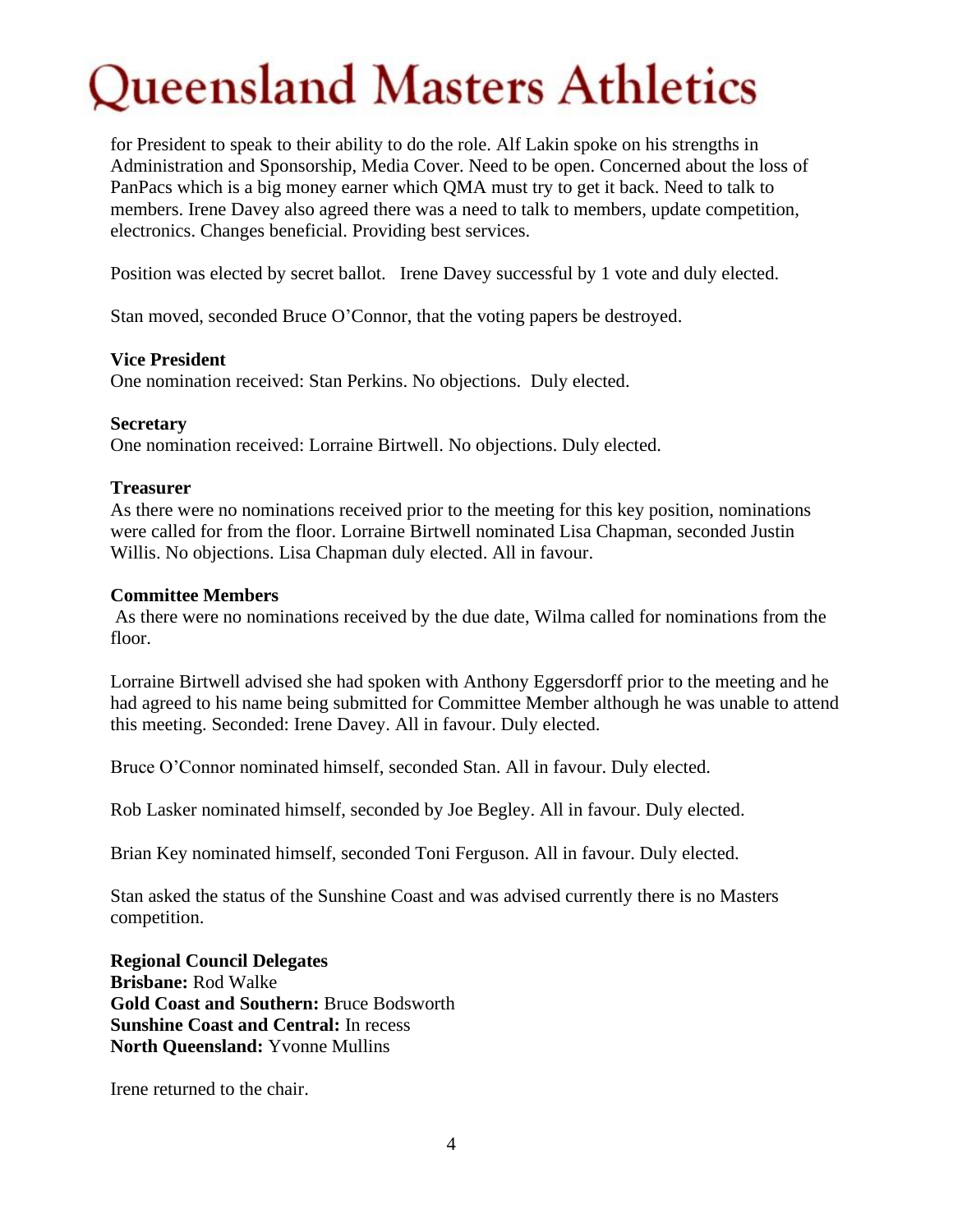for President to speak to their ability to do the role. Alf Lakin spoke on his strengths in Administration and Sponsorship, Media Cover. Need to be open. Concerned about the loss of PanPacs which is a big money earner which QMA must try to get it back. Need to talk to members. Irene Davey also agreed there was a need to talk to members, update competition, electronics. Changes beneficial. Providing best services.

Position was elected by secret ballot. Irene Davey successful by 1 vote and duly elected.

Stan moved, seconded Bruce O'Connor, that the voting papers be destroyed.

**Vice President**
One nomination received: Stan Perkins. No objections. Duly elected.

**Secretary**
One nomination received: Lorraine Birtwell. No objections. Duly elected.

**Treasurer**
As there were no nominations received prior to the meeting for this key position, nominations were called for from the floor. Lorraine Birtwell nominated Lisa Chapman, seconded Justin Willis. No objections. Lisa Chapman duly elected. All in favour.

**Committee Members**
As there were no nominations received by the due date, Wilma called for nominations from the floor.

Lorraine Birtwell advised she had spoken with Anthony Eggersdorff prior to the meeting and he had agreed to his name being submitted for Committee Member although he was unable to attend this meeting. Seconded: Irene Davey. All in favour. Duly elected.

Bruce O'Connor nominated himself, seconded Stan. All in favour. Duly elected.

Rob Lasker nominated himself, seconded by Joe Begley. All in favour. Duly elected.

Brian Key nominated himself, seconded Toni Ferguson. All in favour. Duly elected.

Stan asked the status of the Sunshine Coast and was advised currently there is no Masters competition.

**Regional Council Delegates**
**Brisbane:** Rod Walke
**Gold Coast and Southern:** Bruce Bodsworth
**Sunshine Coast and Central:** In recess
**North Queensland:** Yvonne Mullins

Irene returned to the chair.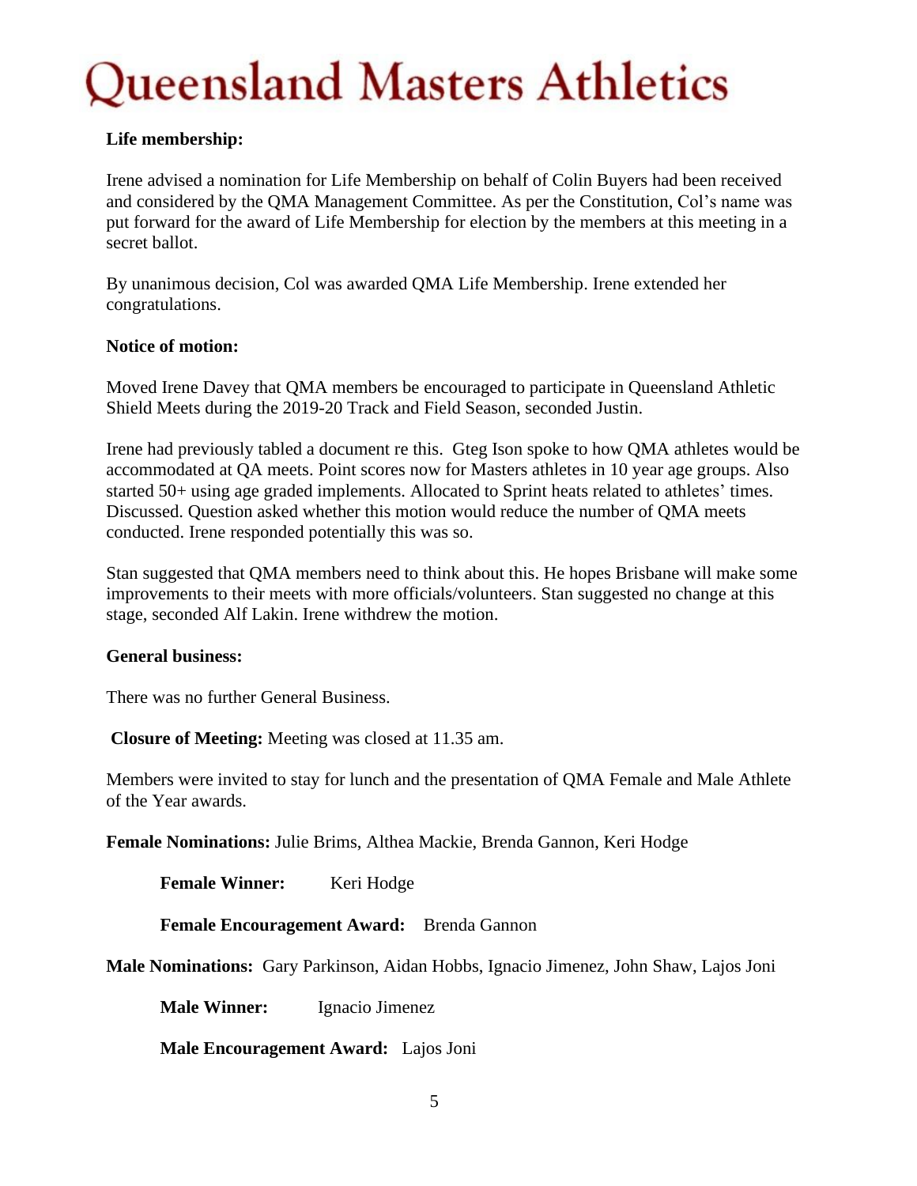# Queensland Masters Athletics

**Life membership:**

Irene advised a nomination for Life Membership on behalf of Colin Buyers had been received and considered by the QMA Management Committee. As per the Constitution, Col's name was put forward for the award of Life Membership for election by the members at this meeting in a secret ballot.

By unanimous decision, Col was awarded QMA Life Membership. Irene extended her congratulations.

**Notice of motion:**

Moved Irene Davey that QMA members be encouraged to participate in Queensland Athletic Shield Meets during the 2019-20 Track and Field Season, seconded Justin.

Irene had previously tabled a document re this. Gteg Ison spoke to how QMA athletes would be accommodated at QA meets. Point scores now for Masters athletes in 10 year age groups. Also started 50+ using age graded implements. Allocated to Sprint heats related to athletes' times. Discussed. Question asked whether this motion would reduce the number of QMA meets conducted. Irene responded potentially this was so.

Stan suggested that QMA members need to think about this. He hopes Brisbane will make some improvements to their meets with more officials/volunteers. Stan suggested no change at this stage, seconded Alf Lakin. Irene withdrew the motion.

**General business:**

There was no further General Business.

**Closure of Meeting:** Meeting was closed at 11.35 am.

Members were invited to stay for lunch and the presentation of QMA Female and Male Athlete of the Year awards.

**Female Nominations:** Julie Brims, Althea Mackie, Brenda Gannon, Keri Hodge

**Female Winner:** Keri Hodge

**Female Encouragement Award:** Brenda Gannon

**Male Nominations:** Gary Parkinson, Aidan Hobbs, Ignacio Jimenez, John Shaw, Lajos Joni

**Male Winner:** Ignacio Jimenez

**Male Encouragement Award:** Lajos Joni